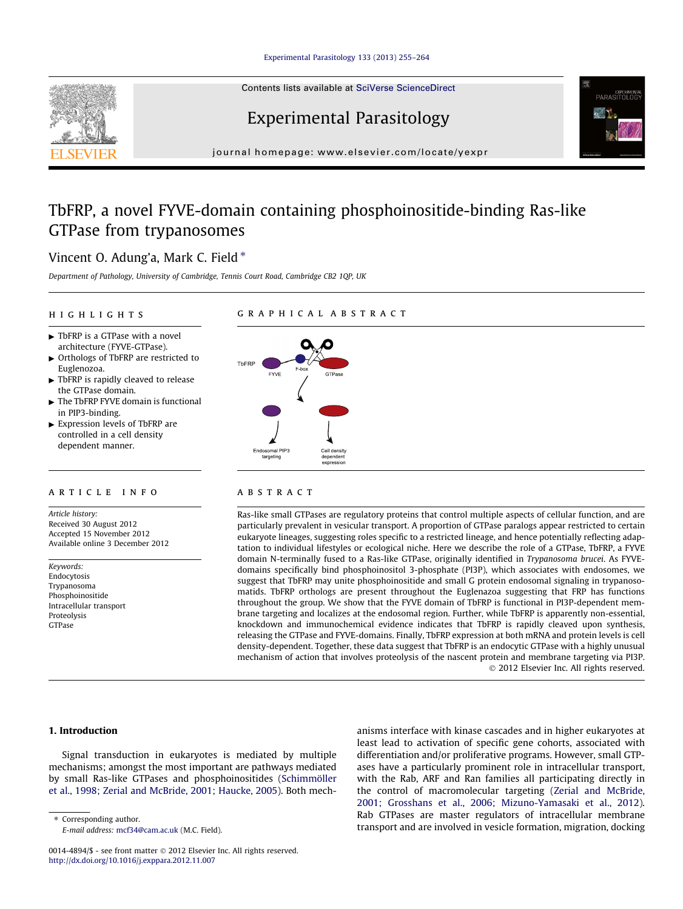Contents lists available at SciVerse ScienceDirect

# Experimental Parasitology

journal homepage: www.elsevier.com/locate/yexpr

# TbFRP, a novel FYVE-domain containing phosphoinositide-binding Ras-like GTPase from trypanosomes

Vincent O. Adung'a, Mark C. Field *

Department of Pathology, University of Cambridge, Tennis Court Road, Cambridge CB2 1QP, UK

## HIGHLIGHTS

- TbFRP is a GTPase with a novel architecture (FYVE-GTPase).
- Orthologs of TbFRP are restricted to Euglenozoa.
- TbFRP is rapidly cleaved to release the GTPase domain.
- The TbFRP FYVE domain is functional in PIP3-binding.
- Expression levels of TbFRP are controlled in a cell density dependent manner.

## GRAPHICAL ABSTRACT

TbFRP — FYVE — F-box — GTPase

Endosomal PIP3 targeting — Cell density dependent expression

## ARTICLE INFO

*Article history:*
Received 30 August 2012
Accepted 15 November 2012
Available online 3 December 2012

*Keywords:*
Endocytosis
Trypanosoma
Phosphoinositide
Intracellular transport
Proteolysis
GTPase

## ABSTRACT

Ras-like small GTPases are regulatory proteins that control multiple aspects of cellular function, and are particularly prevalent in vesicular transport. A proportion of GTPase paralogs appear restricted to certain eukaryote lineages, suggesting roles specific to a restricted lineage, and hence potentially reflecting adaptation to individual lifestyles or ecological niche. Here we describe the role of a GTPase, TbFRP, a FYVE domain N-terminally fused to a Ras-like GTPase, originally identified in *Trypanosoma brucei*. As FYVE-domains specifically bind phosphoinositol 3-phosphate (PI3P), which associates with endosomes, we suggest that TbFRP may unite phosphoinositide and small G protein endosomal signaling in trypanosomatids. TbFRP orthologs are present throughout the Euglenazoa suggesting that FRP has functions throughout the group. We show that the FYVE domain of TbFRP is functional in PI3P-dependent membrane targeting and localizes at the endosomal region. Further, while TbFRP is apparently non-essential, knockdown and immunochemical evidence indicates that TbFRP is rapidly cleaved upon synthesis, releasing the GTPase and FYVE-domains. Finally, TbFRP expression at both mRNA and protein levels is cell density-dependent. Together, these data suggest that TbFRP is an endocytic GTPase with a highly unusual mechanism of action that involves proteolysis of the nascent protein and membrane targeting via PI3P.

© 2012 Elsevier Inc. All rights reserved.

## 1. Introduction

Signal transduction in eukaryotes is mediated by multiple mechanisms; amongst the most important are pathways mediated by small Ras-like GTPases and phosphoinositides (Schimmöller et al., 1998; Zerial and McBride, 2001; Haucke, 2005). Both mechanisms interface with kinase cascades and in higher eukaryotes at least lead to activation of specific gene cohorts, associated with differentiation and/or proliferative programs. However, small GTPases have a particularly prominent role in intracellular transport, with the Rab, ARF and Ran families all participating directly in the control of macromolecular targeting (Zerial and McBride, 2001; Grosshans et al., 2006; Mizuno-Yamasaki et al., 2012). Rab GTPases are master regulators of intracellular membrane transport and are involved in vesicle formation, migration, docking

* Corresponding author.
E-mail address: mcf34@cam.ac.uk (M.C. Field).

0014-4894/$ - see front matter © 2012 Elsevier Inc. All rights reserved.
http://dx.doi.org/10.1016/j.exppara.2012.11.007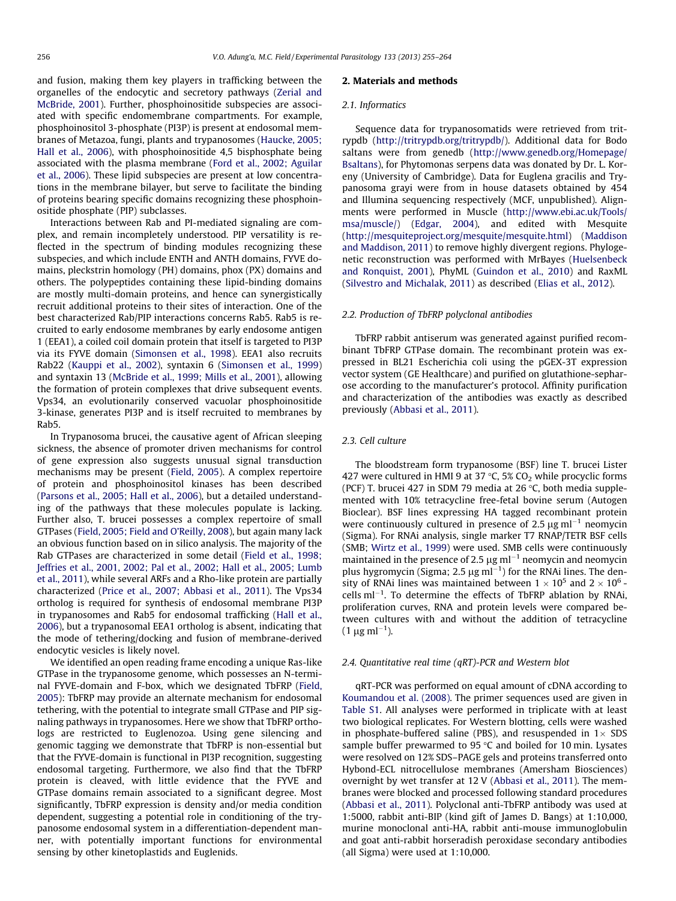and fusion, making them key players in trafficking between the organelles of the endocytic and secretory pathways (Zerial and McBride, 2001). Further, phosphoinositide subspecies are associated with specific endomembrane compartments. For example, phosphoinositol 3-phosphate (PI3P) is present at endosomal membranes of Metazoa, fungi, plants and trypanosomes (Haucke, 2005; Hall et al., 2006), with phosphoinositide 4,5 bisphosphate being associated with the plasma membrane (Ford et al., 2002; Aguilar et al., 2006). These lipid subspecies are present at low concentrations in the membrane bilayer, but serve to facilitate the binding of proteins bearing specific domains recognizing these phosphoinositide phosphate (PIP) subclasses.

Interactions between Rab and PI-mediated signaling are complex, and remain incompletely understood. PIP versatility is reflected in the spectrum of binding modules recognizing these subspecies, and which include ENTH and ANTH domains, FYVE domains, pleckstrin homology (PH) domains, phox (PX) domains and others. The polypeptides containing these lipid-binding domains are mostly multi-domain proteins, and hence can synergistically recruit additional proteins to their sites of interaction. One of the best characterized Rab/PIP interactions concerns Rab5. Rab5 is recruited to early endosome membranes by early endosome antigen 1 (EEA1), a coiled coil domain protein that itself is targeted to PI3P via its FYVE domain (Simonsen et al., 1998). EEA1 also recruits Rab22 (Kauppi et al., 2002), syntaxin 6 (Simonsen et al., 1999) and syntaxin 13 (McBride et al., 1999; Mills et al., 2001), allowing the formation of protein complexes that drive subsequent events. Vps34, an evolutionarily conserved vacuolar phosphoinositide 3-kinase, generates PI3P and is itself recruited to membranes by Rab5.

In Trypanosoma brucei, the causative agent of African sleeping sickness, the absence of promoter driven mechanisms for control of gene expression also suggests unusual signal transduction mechanisms may be present (Field, 2005). A complex repertoire of protein and phosphoinositol kinases has been described (Parsons et al., 2005; Hall et al., 2006), but a detailed understanding of the pathways that these molecules populate is lacking. Further also, T. brucei possesses a complex repertoire of small GTPases (Field, 2005; Field and O'Reilly, 2008), but again many lack an obvious function based on in silico analysis. The majority of the Rab GTPases are characterized in some detail (Field et al., 1998; Jeffries et al., 2001, 2002; Pal et al., 2002; Hall et al., 2005; Lumb et al., 2011), while several ARFs and a Rho-like protein are partially characterized (Price et al., 2007; Abbasi et al., 2011). The Vps34 ortholog is required for synthesis of endosomal membrane PI3P in trypanosomes and Rab5 for endosomal trafficking (Hall et al., 2006), but a trypanosomal EEA1 ortholog is absent, indicating that the mode of tethering/docking and fusion of membrane-derived endocytic vesicles is likely novel.

We identified an open reading frame encoding a unique Ras-like GTPase in the trypanosome genome, which possesses an N-terminal FYVE-domain and F-box, which we designated TbFRP (Field, 2005): TbFRP may provide an alternate mechanism for endosomal tethering, with the potential to integrate small GTPase and PIP signaling pathways in trypanosomes. Here we show that TbFRP orthologs are restricted to Euglenozoa. Using gene silencing and genomic tagging we demonstrate that TbFRP is non-essential but that the FYVE-domain is functional in PI3P recognition, suggesting endosomal targeting. Furthermore, we also find that the TbFRP protein is cleaved, with little evidence that the FYVE and GTPase domains remain associated to a significant degree. Most significantly, TbFRP expression is density and/or media condition dependent, suggesting a potential role in conditioning of the trypanosome endosomal system in a differentiation-dependent manner, with potentially important functions for environmental sensing by other kinetoplastids and Euglenids.

## 2. Materials and methods

### 2.1. Informatics

Sequence data for trypanosomatids were retrieved from tritrypdb (http://tritrypdb.org/tritrypdb/). Additional data for Bodo saltans were from genedb (http://www.genedb.org/Homepage/Bsaltans), for Phytomonas serpens data was donated by Dr. L. Koreny (University of Cambridge). Data for Euglena gracilis and Trypanosoma grayi were from in house datasets obtained by 454 and Illumina sequencing respectively (MCF, unpublished). Alignments were performed in Muscle (http://www.ebi.ac.uk/Tools/msa/muscle/) (Edgar, 2004), and edited with Mesquite (http://mesquiteproject.org/mesquite/mesquite.html) (Maddison and Maddison, 2011) to remove highly divergent regions. Phylogenetic reconstruction was performed with MrBayes (Huelsenbeck and Ronquist, 2001), PhyML (Guindon et al., 2010) and RaxML (Silvestro and Michalak, 2011) as described (Elias et al., 2012).

### 2.2. Production of TbFRP polyclonal antibodies

TbFRP rabbit antiserum was generated against purified recombinant TbFRP GTPase domain. The recombinant protein was expressed in BL21 Escherichia coli using the pGEX-3T expression vector system (GE Healthcare) and purified on glutathione-sepharose according to the manufacturer's protocol. Affinity purification and characterization of the antibodies was exactly as described previously (Abbasi et al., 2011).

### 2.3. Cell culture

The bloodstream form trypanosome (BSF) line T. brucei Lister 427 were cultured in HMI 9 at 37 °C, 5% $CO_2$ while procyclic forms (PCF) T. brucei 427 in SDM 79 media at 26 °C, both media supplemented with 10% tetracycline free-fetal bovine serum (Autogen Bioclear). BSF lines expressing HA tagged recombinant protein were continuously cultured in presence of 2.5 $\mu g\ ml^{-1}$ neomycin (Sigma). For RNAi analysis, single marker T7 RNAP/TETR BSF cells (SMB; Wirtz et al., 1999) were used. SMB cells were continuously maintained in the presence of 2.5 $\mu g\ ml^{-1}$ neomycin and neomycin plus hygromycin (Sigma; 2.5 $\mu g\ ml^{-1}$) for the RNAi lines. The density of RNAi lines was maintained between $1 \times 10^5$ and $2 \times 10^6$ cells $ml^{-1}$. To determine the effects of TbFRP ablation by RNAi, proliferation curves, RNA and protein levels were compared between cultures with and without the addition of tetracycline (1 $\mu g\ ml^{-1}$).

### 2.4. Quantitative real time (qRT)-PCR and Western blot

qRT-PCR was performed on equal amount of cDNA according to Koumandou et al. (2008). The primer sequences used are given in Table S1. All analyses were performed in triplicate with at least two biological replicates. For Western blotting, cells were washed in phosphate-buffered saline (PBS), and resuspended in 1× SDS sample buffer prewarmed to 95 °C and boiled for 10 min. Lysates were resolved on 12% SDS–PAGE gels and proteins transferred onto Hybond-ECL nitrocellulose membranes (Amersham Biosciences) overnight by wet transfer at 12 V (Abbasi et al., 2011). The membranes were blocked and processed following standard procedures (Abbasi et al., 2011). Polyclonal anti-TbFRP antibody was used at 1:5000, rabbit anti-BIP (kind gift of James D. Bangs) at 1:10,000, murine monoclonal anti-HA, rabbit anti-mouse immunoglobulin and goat anti-rabbit horseradish peroxidase secondary antibodies (all Sigma) were used at 1:10,000.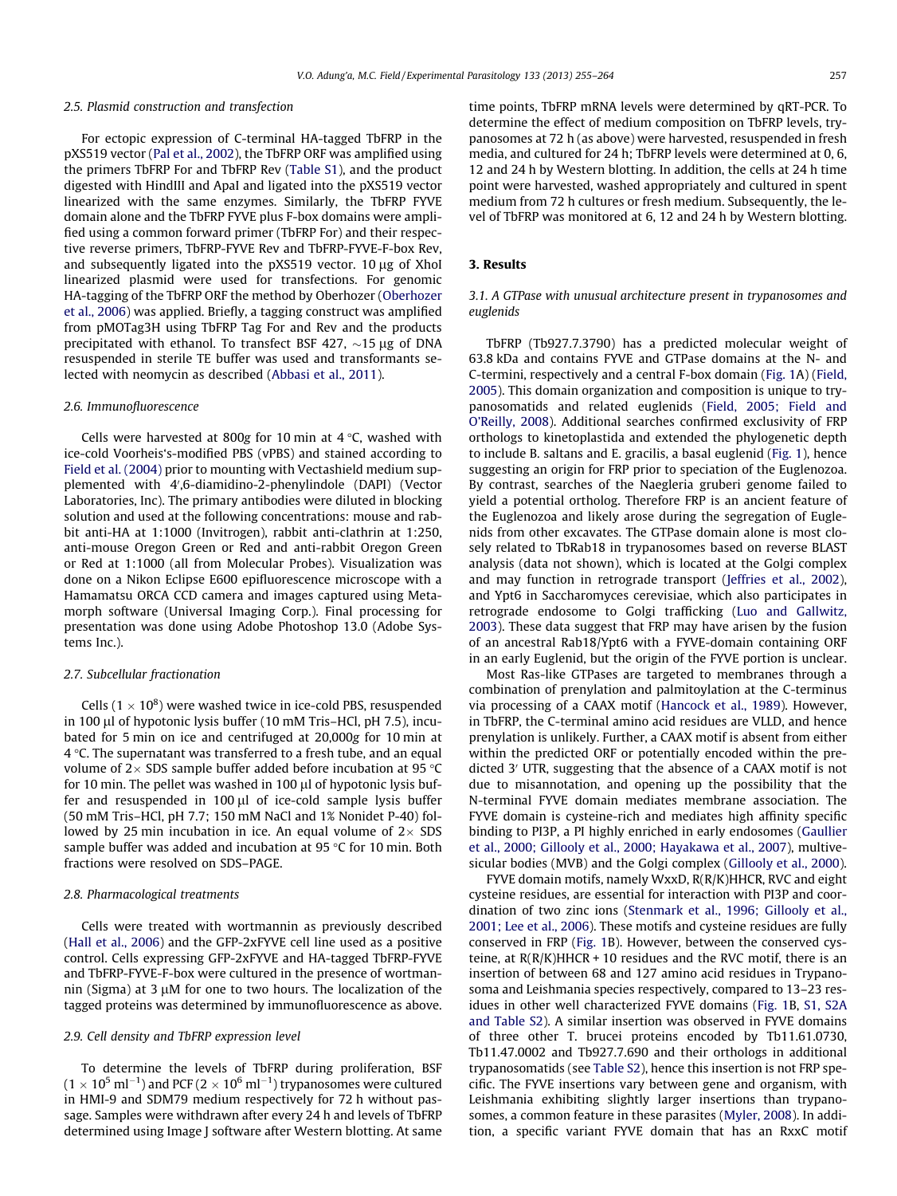### 2.5. Plasmid construction and transfection

For ectopic expression of C-terminal HA-tagged TbFRP in the pXS519 vector (Pal et al., 2002), the TbFRP ORF was amplified using the primers TbFRP For and TbFRP Rev (Table S1), and the product digested with HindIII and ApaI and ligated into the pXS519 vector linearized with the same enzymes. Similarly, the TbFRP FYVE domain alone and the TbFRP FYVE plus F-box domains were amplified using a common forward primer (TbFRP For) and their respective reverse primers, TbFRP-FYVE Rev and TbFRP-FYVE-F-box Rev, and subsequently ligated into the pXS519 vector. 10 μg of XhoI linearized plasmid were used for transfections. For genomic HA-tagging of the TbFRP ORF the method by Oberhozer (Oberhozer et al., 2006) was applied. Briefly, a tagging construct was amplified from pMOTag3H using TbFRP Tag For and Rev and the products precipitated with ethanol. To transfect BSF 427, ~15 μg of DNA resuspended in sterile TE buffer was used and transformants selected with neomycin as described (Abbasi et al., 2011).

### 2.6. Immunofluorescence

Cells were harvested at 800*g* for 10 min at 4 °C, washed with ice-cold Voorheis's-modified PBS (vPBS) and stained according to Field et al. (2004) prior to mounting with Vectashield medium supplemented with 4′,6-diamidino-2-phenylindole (DAPI) (Vector Laboratories, Inc). The primary antibodies were diluted in blocking solution and used at the following concentrations: mouse and rabbit anti-HA at 1:1000 (Invitrogen), rabbit anti-clathrin at 1:250, anti-mouse Oregon Green or Red and anti-rabbit Oregon Green or Red at 1:1000 (all from Molecular Probes). Visualization was done on a Nikon Eclipse E600 epifluorescence microscope with a Hamamatsu ORCA CCD camera and images captured using Metamorph software (Universal Imaging Corp.). Final processing for presentation was done using Adobe Photoshop 13.0 (Adobe Systems Inc.).

### 2.7. Subcellular fractionation

Cells ($1 \times 10^8$) were washed twice in ice-cold PBS, resuspended in 100 μl of hypotonic lysis buffer (10 mM Tris–HCl, pH 7.5), incubated for 5 min on ice and centrifuged at 20,000*g* for 10 min at 4 °C. The supernatant was transferred to a fresh tube, and an equal volume of 2× SDS sample buffer added before incubation at 95 °C for 10 min. The pellet was washed in 100 μl of hypotonic lysis buffer and resuspended in 100 μl of ice-cold sample lysis buffer (50 mM Tris–HCl, pH 7.7; 150 mM NaCl and 1% Nonidet P-40) followed by 25 min incubation in ice. An equal volume of 2× SDS sample buffer was added and incubation at 95 °C for 10 min. Both fractions were resolved on SDS–PAGE.

### 2.8. Pharmacological treatments

Cells were treated with wortmannin as previously described (Hall et al., 2006) and the GFP-2xFYVE cell line used as a positive control. Cells expressing GFP-2xFYVE and HA-tagged TbFRP-FYVE and TbFRP-FYVE-F-box were cultured in the presence of wortmannin (Sigma) at 3 μM for one to two hours. The localization of the tagged proteins was determined by immunofluorescence as above.

### 2.9. Cell density and TbFRP expression level

To determine the levels of TbFRP during proliferation, BSF ($1 \times 10^5$ ml$^{-1}$) and PCF ($2 \times 10^6$ ml$^{-1}$) trypanosomes were cultured in HMI-9 and SDM79 medium respectively for 72 h without passage. Samples were withdrawn after every 24 h and levels of TbFRP determined using Image J software after Western blotting. At same time points, TbFRP mRNA levels were determined by qRT-PCR. To determine the effect of medium composition on TbFRP levels, trypanosomes at 72 h (as above) were harvested, resuspended in fresh media, and cultured for 24 h; TbFRP levels were determined at 0, 6, 12 and 24 h by Western blotting. In addition, the cells at 24 h time point were harvested, washed appropriately and cultured in spent medium from 72 h cultures or fresh medium. Subsequently, the level of TbFRP was monitored at 6, 12 and 24 h by Western blotting.

## 3. Results

### 3.1. A GTPase with unusual architecture present in trypanosomes and euglenids

TbFRP (Tb927.7.3790) has a predicted molecular weight of 63.8 kDa and contains FYVE and GTPase domains at the N- and C-termini, respectively and a central F-box domain (Fig. 1A) (Field, 2005). This domain organization and composition is unique to trypanosomatids and related euglenids (Field, 2005; Field and O'Reilly, 2008). Additional searches confirmed exclusivity of FRP orthologs to kinetoplastida and extended the phylogenetic depth to include B. saltans and E. gracilis, a basal euglenid (Fig. 1), hence suggesting an origin for FRP prior to speciation of the Euglenozoa. By contrast, searches of the Naegleria gruberi genome failed to yield a potential ortholog. Therefore FRP is an ancient feature of the Euglenozoa and likely arose during the segregation of Euglenids from other excavates. The GTPase domain alone is most closely related to TbRab18 in trypanosomes based on reverse BLAST analysis (data not shown), which is located at the Golgi complex and may function in retrograde transport (Jeffries et al., 2002), and Ypt6 in Saccharomyces cerevisiae, which also participates in retrograde endosome to Golgi trafficking (Luo and Gallwitz, 2003). These data suggest that FRP may have arisen by the fusion of an ancestral Rab18/Ypt6 with a FYVE-domain containing ORF in an early Euglenid, but the origin of the FYVE portion is unclear.

Most Ras-like GTPases are targeted to membranes through a combination of prenylation and palmitoylation at the C-terminus via processing of a CAAX motif (Hancock et al., 1989). However, in TbFRP, the C-terminal amino acid residues are VLLD, and hence prenylation is unlikely. Further, a CAAX motif is absent from either within the predicted ORF or potentially encoded within the predicted 3′ UTR, suggesting that the absence of a CAAX motif is not due to misannotation, and opening up the possibility that the N-terminal FYVE domain mediates membrane association. The FYVE domain is cysteine-rich and mediates high affinity specific binding to PI3P, a PI highly enriched in early endosomes (Gaullier et al., 2000; Gillooly et al., 2000; Hayakawa et al., 2007), multivesicular bodies (MVB) and the Golgi complex (Gillooly et al., 2000).

FYVE domain motifs, namely WxxD, R(R/K)HHCR, RVC and eight cysteine residues, are essential for interaction with PI3P and coordination of two zinc ions (Stenmark et al., 1996; Gillooly et al., 2001; Lee et al., 2006). These motifs and cysteine residues are fully conserved in FRP (Fig. 1B). However, between the conserved cysteine, at R(R/K)HHCR + 10 residues and the RVC motif, there is an insertion of between 68 and 127 amino acid residues in Trypanosoma and Leishmania species respectively, compared to 13–23 residues in other well characterized FYVE domains (Fig. 1B, S1, S2A and Table S2). A similar insertion was observed in FYVE domains of three other T. brucei proteins encoded by Tb11.61.0730, Tb11.47.0002 and Tb927.7.690 and their orthologs in additional trypanosomatids (see Table S2), hence this insertion is not FRP specific. The FYVE insertions vary between gene and organism, with Leishmania exhibiting slightly larger insertions than trypanosomes, a common feature in these parasites (Myler, 2008). In addition, a specific variant FYVE domain that has an RxxC motif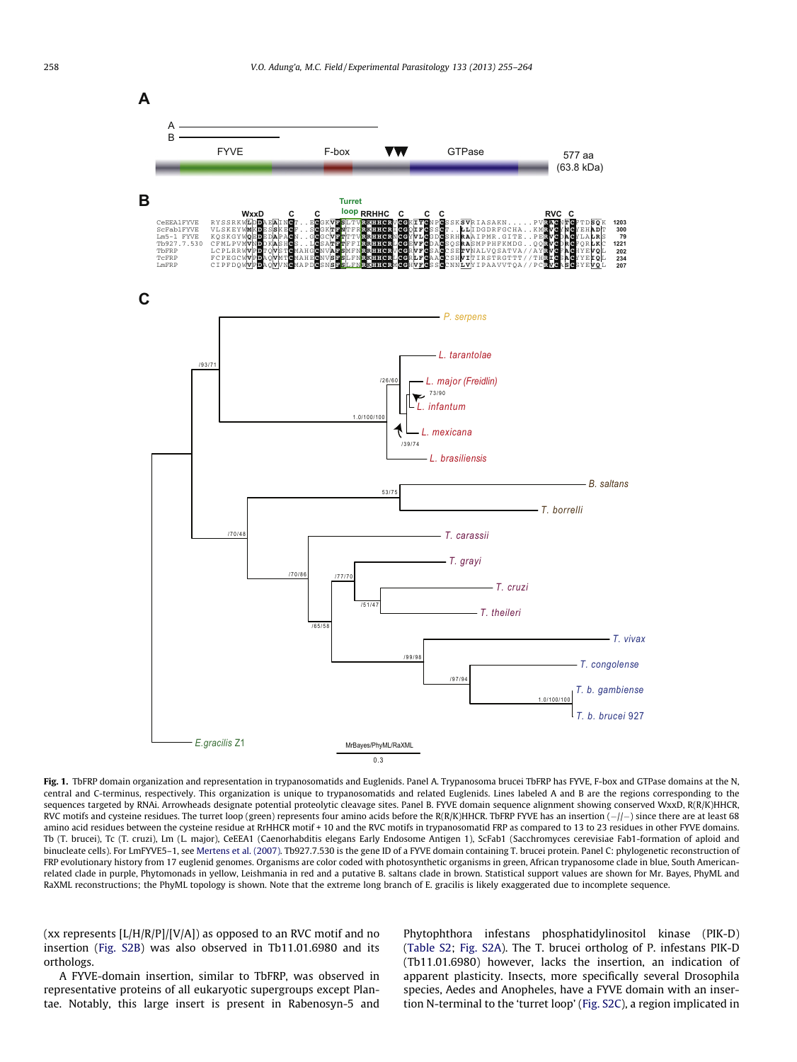**Fig. 1.** TbFRP domain organization and representation in trypanosomatids and Euglenids. Panel A. Trypanosoma brucei TbFRP has FYVE, F-box and GTPase domains at the N, central and C-terminus, respectively. This organization is unique to trypanosomatids and related Euglenids. Lines labeled A and B are the regions corresponding to the sequences targeted by RNAi. Arrowheads designate potential proteolytic cleavage sites. Panel B. FYVE domain sequence alignment showing conserved WxxD, R(R/K)HHCR, RVC motifs and cysteine residues. The turret loop (green) represents four amino acids before the R(R/K)HHCR. TbFRP FYVE has an insertion (−//−) since there are at least 68 amino acid residues between the cysteine residue at RrHHCR motif + 10 and the RVC motifs in trypanosomatid FRP as compared to 13 to 23 residues in other FYVE domains. Tb (T. brucei), Tc (T. cruzi), Lm (L. major), CeEEA1 (Caenorhabditis elegans Early Endosome Antigen 1), ScFab1 (Sacchromyces cerevisiae Fab1-formation of aploid and binucleate cells). For LmFYVE5–1, see Mertens et al. (2007). Tb927.7.530 is the gene ID of a FYVE domain containing T. brucei protein. Panel C: phylogenetic reconstruction of FRP evolutionary history from 17 euglenid genomes. Organisms are color coded with photosynthetic organisms in green, African trypanosome clade in blue, South American-related clade in purple, Phytomonads in yellow, Leishmania in red and a putative B. saltans clade in brown. Statistical support values are shown for Mr. Bayes, PhyML and RaXML reconstructions; the PhyML topology is shown. Note that the extreme long branch of E. gracilis is likely exaggerated due to incomplete sequence.

(xx represents [L/H/R/P]/[V/A]) as opposed to an RVC motif and no insertion (Fig. S2B) was also observed in Tb11.01.6980 and its orthologs.

A FYVE-domain insertion, similar to TbFRP, was observed in representative proteins of all eukaryotic supergroups except Plantae. Notably, this large insert is present in Rabenosyn-5 and Phytophthora infestans phosphatidylinositol kinase (PIK-D) (Table S2; Fig. S2A). The T. brucei ortholog of P. infestans PIK-D (Tb11.01.6980) however, lacks the insertion, an indication of apparent plasticity. Insects, more specifically several Drosophila species, Aedes and Anopheles, have a FYVE domain with an insertion N-terminal to the 'turret loop' (Fig. S2C), a region implicated in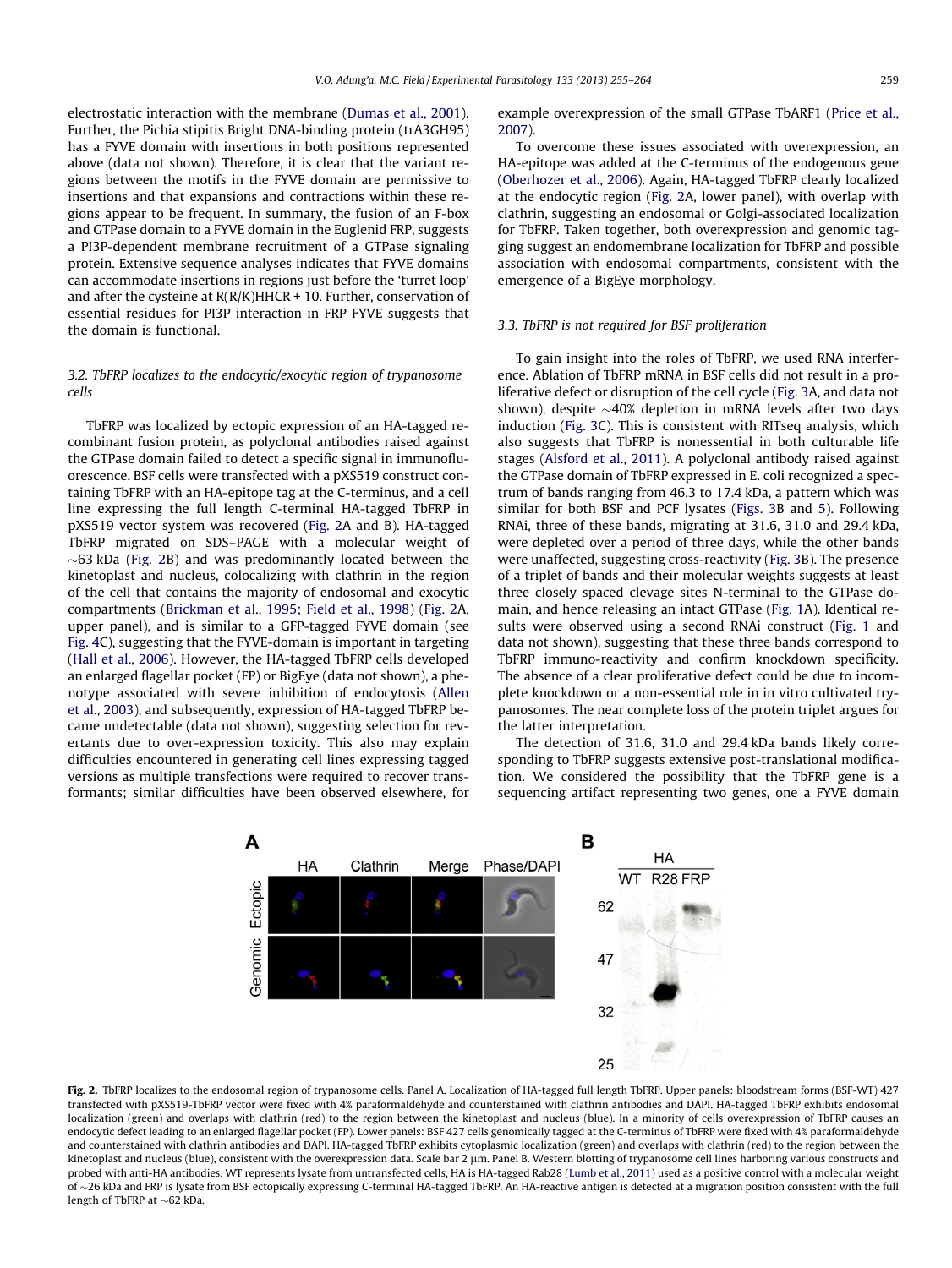electrostatic interaction with the membrane (Dumas et al., 2001). Further, the Pichia stipitis Bright DNA-binding protein (trA3GH95) has a FYVE domain with insertions in both positions represented above (data not shown). Therefore, it is clear that the variant regions between the motifs in the FYVE domain are permissive to insertions and that expansions and contractions within these regions appear to be frequent. In summary, the fusion of an F-box and GTPase domain to a FYVE domain in the Euglenid FRP, suggests a PI3P-dependent membrane recruitment of a GTPase signaling protein. Extensive sequence analyses indicates that FYVE domains can accommodate insertions in regions just before the 'turret loop' and after the cysteine at R(R/K)HHCR + 10. Further, conservation of essential residues for PI3P interaction in FRP FYVE suggests that the domain is functional.

### 3.2. TbFRP localizes to the endocytic/exocytic region of trypanosome cells

TbFRP was localized by ectopic expression of an HA-tagged recombinant fusion protein, as polyclonal antibodies raised against the GTPase domain failed to detect a specific signal in immunofluorescence. BSF cells were transfected with a pXS519 construct containing TbFRP with an HA-epitope tag at the C-terminus, and a cell line expressing the full length C-terminal HA-tagged TbFRP in pXS519 vector system was recovered (Fig. 2A and B). HA-tagged TbFRP migrated on SDS–PAGE with a molecular weight of ~63 kDa (Fig. 2B) and was predominantly located between the kinetoplast and nucleus, colocalizing with clathrin in the region of the cell that contains the majority of endosomal and exocytic compartments (Brickman et al., 1995; Field et al., 1998) (Fig. 2A, upper panel), and is similar to a GFP-tagged FYVE domain (see Fig. 4C), suggesting that the FYVE-domain is important in targeting (Hall et al., 2006). However, the HA-tagged TbFRP cells developed an enlarged flagellar pocket (FP) or BigEye (data not shown), a phenotype associated with severe inhibition of endocytosis (Allen et al., 2003), and subsequently, expression of HA-tagged TbFRP became undetectable (data not shown), suggesting selection for revertants due to over-expression toxicity. This also may explain difficulties encountered in generating cell lines expressing tagged versions as multiple transfections were required to recover transformants; similar difficulties have been observed elsewhere, for example overexpression of the small GTPase TbARF1 (Price et al., 2007).

To overcome these issues associated with overexpression, an HA-epitope was added at the C-terminus of the endogenous gene (Oberhozer et al., 2006). Again, HA-tagged TbFRP clearly localized at the endocytic region (Fig. 2A, lower panel), with overlap with clathrin, suggesting an endosomal or Golgi-associated localization for TbFRP. Taken together, both overexpression and genomic tagging suggest an endomembrane localization for TbFRP and possible association with endosomal compartments, consistent with the emergence of a BigEye morphology.

### 3.3. TbFRP is not required for BSF proliferation

To gain insight into the roles of TbFRP, we used RNA interference. Ablation of TbFRP mRNA in BSF cells did not result in a proliferative defect or disruption of the cell cycle (Fig. 3A, and data not shown), despite ~40% depletion in mRNA levels after two days induction (Fig. 3C). This is consistent with RITseq analysis, which also suggests that TbFRP is nonessential in both culturable life stages (Alsford et al., 2011). A polyclonal antibody raised against the GTPase domain of TbFRP expressed in E. coli recognized a spectrum of bands ranging from 46.3 to 17.4 kDa, a pattern which was similar for both BSF and PCF lysates (Figs. 3B and 5). Following RNAi, three of these bands, migrating at 31.6, 31.0 and 29.4 kDa, were depleted over a period of three days, while the other bands were unaffected, suggesting cross-reactivity (Fig. 3B). The presence of a triplet of bands and their molecular weights suggests at least three closely spaced clevage sites N-terminal to the GTPase domain, and hence releasing an intact GTPase (Fig. 1A). Identical results were observed using a second RNAi construct (Fig. 1 and data not shown), suggesting that these three bands correspond to TbFRP immuno-reactivity and confirm knockdown specificity. The absence of a clear proliferative defect could be due to incomplete knockdown or a non-essential role in in vitro cultivated trypanosomes. The near complete loss of the protein triplet argues for the latter interpretation.

The detection of 31.6, 31.0 and 29.4 kDa bands likely corresponding to TbFRP suggests extensive post-translational modification. We considered the possibility that the TbFRP gene is a sequencing artifact representing two genes, one a FYVE domain

**Fig. 2.** TbFRP localizes to the endosomal region of trypanosome cells. Panel A. Localization of HA-tagged full length TbFRP. Upper panels: bloodstream forms (BSF-WT) 427 transfected with pXS519-TbFRP vector were fixed with 4% paraformaldehyde and counterstained with clathrin antibodies and DAPI. HA-tagged TbFRP exhibits endosomal localization (green) and overlaps with clathrin (red) to the region between the kinetoplast and nucleus (blue). In a minority of cells overexpression of TbFRP causes an endocytic defect leading to an enlarged flagellar pocket (FP). Lower panels: BSF 427 cells genomically tagged at the C-terminus of TbFRP were fixed with 4% paraformaldehyde and counterstained with clathrin antibodies and DAPI. HA-tagged TbFRP exhibits cytoplasmic localization (green) and overlaps with clathrin (red) to the region between the kinetoplast and nucleus (blue), consistent with the overexpression data. Scale bar 2 μm. Panel B. Western blotting of trypanosome cell lines harboring various constructs and probed with anti-HA antibodies. WT represents lysate from untransfected cells, HA is HA-tagged Rab28 (Lumb et al., 2011) used as a positive control with a molecular weight of ~26 kDa and FRP is lysate from BSF ectopically expressing C-terminal HA-tagged TbFRP. An HA-reactive antigen is detected at a migration position consistent with the full length of TbFRP at ~62 kDa.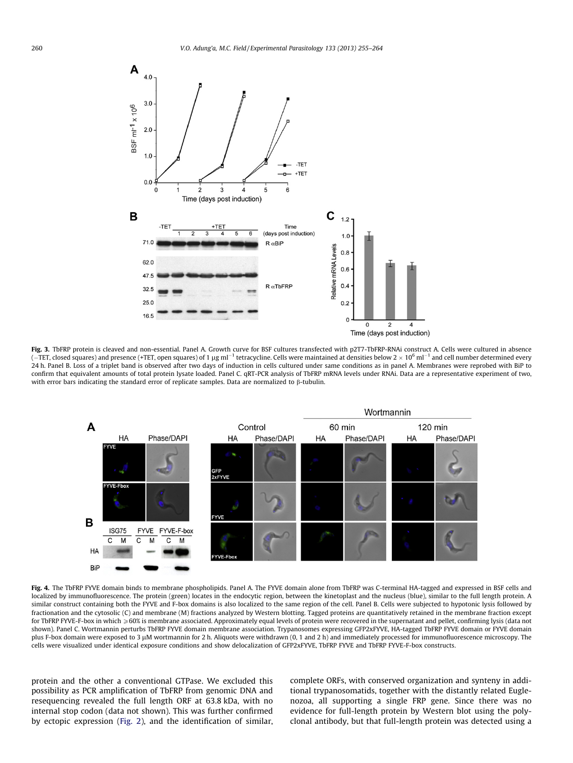**Fig. 3.** TbFRP protein is cleaved and non-essential. Panel A. Growth curve for BSF cultures transfected with p2T7-TbFRP-RNAi construct A. Cells were cultured in absence (−TET, closed squares) and presence (+TET, open squares) of 1 μg ml$^{-1}$ tetracycline. Cells were maintained at densities below $2 \times 10^6$ ml$^{-1}$ and cell number determined every 24 h. Panel B. Loss of a triplet band is observed after two days of induction in cells cultured under same conditions as in panel A. Membranes were reprobed with BiP to confirm that equivalent amounts of total protein lysate loaded. Panel C. qRT-PCR analysis of TbFRP mRNA levels under RNAi. Data are a representative experiment of two, with error bars indicating the standard error of replicate samples. Data are normalized to β-tubulin.

**Fig. 4.** The TbFRP FYVE domain binds to membrane phospholipids. Panel A. The FYVE domain alone from TbFRP was C-terminal HA-tagged and expressed in BSF cells and localized by immunofluorescence. The protein (green) locates in the endocytic region, between the kinetoplast and the nucleus (blue), similar to the full length protein. A similar construct containing both the FYVE and F-box domains is also localized to the same region of the cell. Panel B. Cells were subjected to hypotonic lysis followed by fractionation and the cytosolic (C) and membrane (M) fractions analyzed by Western blotting. Tagged proteins are quantitatively retained in the membrane fraction except for TbFRP FYVE-F-box in which ⩾60% is membrane associated. Approximately equal levels of protein were recovered in the supernatant and pellet, confirming lysis (data not shown). Panel C. Wortmannin perturbs TbFRP FYVE domain membrane association. Trypanosomes expressing GFP2xFYVE, HA-tagged TbFRP FYVE domain or FYVE domain plus F-box domain were exposed to 3 μM wortmannin for 2 h. Aliquots were withdrawn (0, 1 and 2 h) and immediately processed for immunofluorescence microscopy. The cells were visualized under identical exposure conditions and show delocalization of GFP2xFYVE, TbFRP FYVE and TbFRP FYVE-F-box constructs.

protein and the other a conventional GTPase. We excluded this possibility as PCR amplification of TbFRP from genomic DNA and resequencing revealed the full length ORF at 63.8 kDa, with no internal stop codon (data not shown). This was further confirmed by ectopic expression (Fig. 2), and the identification of similar, complete ORFs, with conserved organization and synteny in additional trypanosomatids, together with the distantly related Euglenozoa, all supporting a single FRP gene. Since there was no evidence for full-length protein by Western blot using the polyclonal antibody, but that full-length protein was detected using a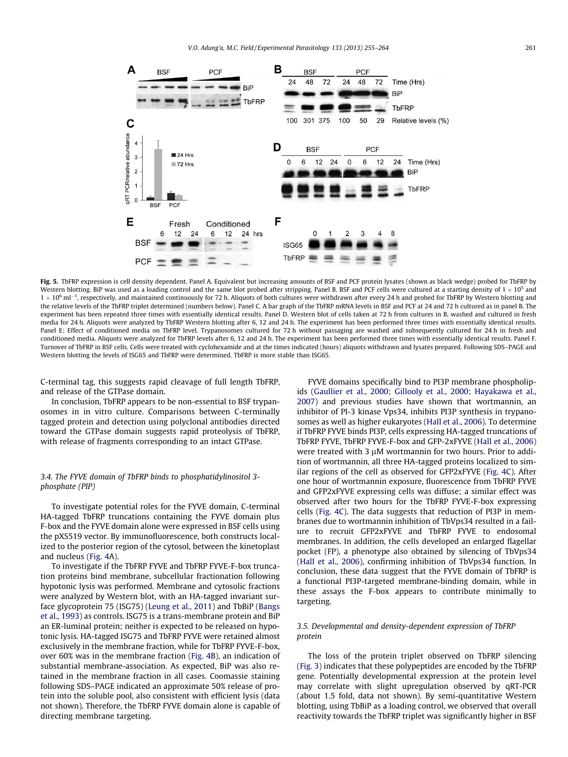**Fig. 5.** TbFRP expression is cell density dependent. Panel A. Equivalent but increasing amounts of BSF and PCF protein lysates (shown as black wedge) probed for TbFRP by Western blotting. BiP was used as a loading control and the same blot probed after stripping. Panel B. BSF and PCF cells were cultured at a starting density of $1 \times 10^5$ and $1 \times 10^6$ ml$^{-1}$, respectively, and maintained continuously for 72 h. Aliquots of both cultures were withdrawn after every 24 h and probed for TbFRP by Western blotting and the relative levels of the TbFRP triplet determined (numbers below). Panel C. A bar graph of the TbFRP mRNA levels in BSF and PCF at 24 and 72 h cultured as in panel B. The experiment has been repeated three times with essentially identical results. Panel D. Western blot of cells taken at 72 h from cultures in B, washed and cultured in fresh media for 24 h. Aliquots were analyzed by TbFRP Western blotting after 6, 12 and 24 h. The experiment has been performed three times with essentially identical results. Panel E: Effect of conditioned media on TbFRP level. Trypanosomes cultured for 72 h without passaging are washed and subsequently cultured for 24 h in fresh and conditioned media. Aliquots were analyzed for TbFRP levels after 6, 12 and 24 h. The experiment has been performed three times with essentially identical results. Panel F. Turnover of TbFRP in BSF cells. Cells were treated with cyclohexamide and at the times indicated (hours) aliquots withdrawn and lysates prepared. Following SDS–PAGE and Western blotting the levels of ISG65 and TbFRP were determined. TbFRP is more stable than ISG65.

C-terminal tag, this suggests rapid cleavage of full length TbFRP, and release of the GTPase domain.

In conclusion, TbFRP appears to be non-essential to BSF trypanosomes in in vitro culture. Comparisons between C-terminally tagged protein and detection using polyclonal antibodies directed toward the GTPase domain suggests rapid proteolysis of TbFRP, with release of fragments corresponding to an intact GTPase.

### 3.4. The FYVE domain of TbFRP binds to phosphatidylinositol 3-phosphate (PIP)

To investigate potential roles for the FYVE domain, C-terminal HA-tagged TbFRP truncations containing the FYVE domain plus F-box and the FYVE domain alone were expressed in BSF cells using the pXS519 vector. By immunofluorescence, both constructs localized to the posterior region of the cytosol, between the kinetoplast and nucleus (Fig. 4A).

To investigate if the TbFRP FYVE and TbFRP FYVE-F-box truncation proteins bind membrane, subcellular fractionation following hypotonic lysis was performed. Membrane and cytosolic fractions were analyzed by Western blot, with an HA-tagged invariant surface glycoprotein 75 (ISG75) (Leung et al., 2011) and TbBiP (Bangs et al., 1993) as controls. ISG75 is a trans-membrane protein and BiP an ER-luminal protein; neither is expected to be released on hypotonic lysis. HA-tagged ISG75 and TbFRP FYVE were retained almost exclusively in the membrane fraction, while for TbFRP FYVE-F-box, over 60% was in the membrane fraction (Fig. 4B), an indication of substantial membrane-association. As expected, BiP was also retained in the membrane fraction in all cases. Coomassie staining following SDS–PAGE indicated an approximate 50% release of protein into the soluble pool, also consistent with efficient lysis (data not shown). Therefore, the TbFRP FYVE domain alone is capable of directing membrane targeting.

FYVE domains specifically bind to PI3P membrane phospholipids (Gaullier et al., 2000; Gillooly et al., 2000; Hayakawa et al., 2007) and previous studies have shown that wortmannin, an inhibitor of PI-3 kinase Vps34, inhibits PI3P synthesis in trypanosomes as well as higher eukaryotes (Hall et al., 2006). To determine if TbFRP FYVE binds PI3P, cells expressing HA-tagged truncations of TbFRP FYVE, TbFRP FYVE-F-box and GFP-2xFYVE (Hall et al., 2006) were treated with 3 μM wortmannin for two hours. Prior to addition of wortmannin, all three HA-tagged proteins localized to similar regions of the cell as observed for GFP2xFYVE (Fig. 4C). After one hour of wortmannin exposure, fluorescence from TbFRP FYVE and GFP2xFYVE expressing cells was diffuse; a similar effect was observed after two hours for the TbFRP FYVE-F-box expressing cells (Fig. 4C). The data suggests that reduction of PI3P in membranes due to wortmannin inhibition of TbVps34 resulted in a failure to recruit GFP2xFYVE and TbFRP FYVE to endosomal membranes. In addition, the cells developed an enlarged flagellar pocket (FP), a phenotype also obtained by silencing of TbVps34 (Hall et al., 2006), confirming inhibition of TbVps34 function. In conclusion, these data suggest that the FYVE domain of TbFRP is a functional PI3P-targeted membrane-binding domain, while in these assays the F-box appears to contribute minimally to targeting.

### 3.5. Developmental and density-dependent expression of TbFRP protein

The loss of the protein triplet observed on TbFRP silencing (Fig. 3) indicates that these polypeptides are encoded by the TbFRP gene. Potentially developmental expression at the protein level may correlate with slight upregulation observed by qRT-PCR (about 1.5 fold, data not shown). By semi-quantitative Western blotting, using TbBiP as a loading control, we observed that overall reactivity towards the TbFRP triplet was significantly higher in BSF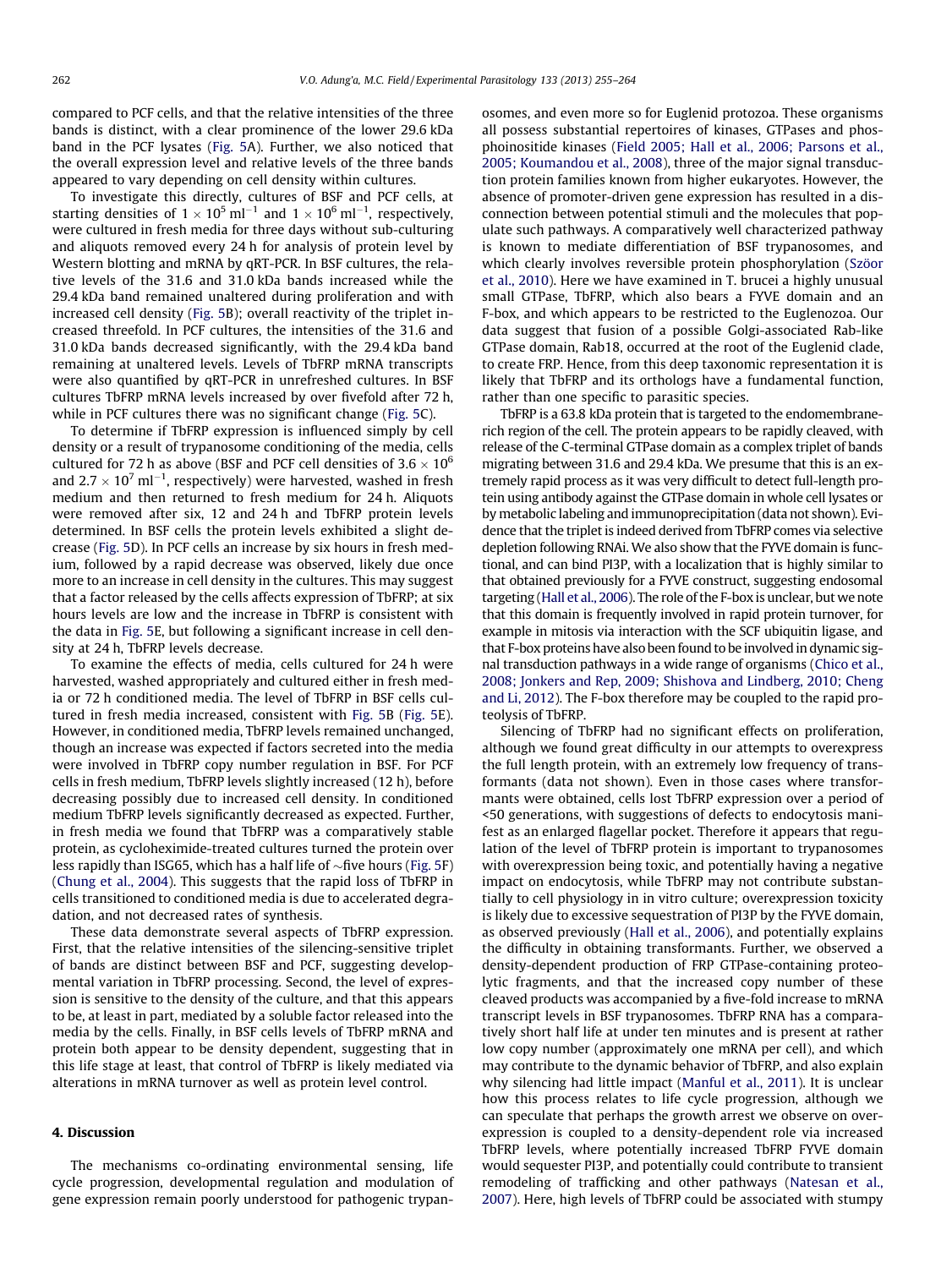compared to PCF cells, and that the relative intensities of the three bands is distinct, with a clear prominence of the lower 29.6 kDa band in the PCF lysates (Fig. 5A). Further, we also noticed that the overall expression level and relative levels of the three bands appeared to vary depending on cell density within cultures.

To investigate this directly, cultures of BSF and PCF cells, at starting densities of $1 \times 10^5$ ml$^{-1}$ and $1 \times 10^6$ ml$^{-1}$, respectively, were cultured in fresh media for three days without sub-culturing and aliquots removed every 24 h for analysis of protein level by Western blotting and mRNA by qRT-PCR. In BSF cultures, the relative levels of the 31.6 and 31.0 kDa bands increased while the 29.4 kDa band remained unaltered during proliferation and with increased cell density (Fig. 5B); overall reactivity of the triplet increased threefold. In PCF cultures, the intensities of the 31.6 and 31.0 kDa bands decreased significantly, with the 29.4 kDa band remaining at unaltered levels. Levels of TbFRP mRNA transcripts were also quantified by qRT-PCR in unrefreshed cultures. In BSF cultures TbFRP mRNA levels increased by over fivefold after 72 h, while in PCF cultures there was no significant change (Fig. 5C).

To determine if TbFRP expression is influenced simply by cell density or a result of trypanosome conditioning of the media, cells cultured for 72 h as above (BSF and PCF cell densities of $3.6 \times 10^6$ and $2.7 \times 10^7$ ml$^{-1}$, respectively) were harvested, washed in fresh medium and then returned to fresh medium for 24 h. Aliquots were removed after six, 12 and 24 h and TbFRP protein levels determined. In BSF cells the protein levels exhibited a slight decrease (Fig. 5D). In PCF cells an increase by six hours in fresh medium, followed by a rapid decrease was observed, likely due once more to an increase in cell density in the cultures. This may suggest that a factor released by the cells affects expression of TbFRP; at six hours levels are low and the increase in TbFRP is consistent with the data in Fig. 5E, but following a significant increase in cell density at 24 h, TbFRP levels decrease.

To examine the effects of media, cells cultured for 24 h were harvested, washed appropriately and cultured either in fresh media or 72 h conditioned media. The level of TbFRP in BSF cells cultured in fresh media increased, consistent with Fig. 5B (Fig. 5E). However, in conditioned media, TbFRP levels remained unchanged, though an increase was expected if factors secreted into the media were involved in TbFRP copy number regulation in BSF. For PCF cells in fresh medium, TbFRP levels slightly increased (12 h), before decreasing possibly due to increased cell density. In conditioned medium TbFRP levels significantly decreased as expected. Further, in fresh media we found that TbFRP was a comparatively stable protein, as cycloheximide-treated cultures turned the protein over less rapidly than ISG65, which has a half life of ~five hours (Fig. 5F) (Chung et al., 2004). This suggests that the rapid loss of TbFRP in cells transitioned to conditioned media is due to accelerated degradation, and not decreased rates of synthesis.

These data demonstrate several aspects of TbFRP expression. First, that the relative intensities of the silencing-sensitive triplet of bands are distinct between BSF and PCF, suggesting developmental variation in TbFRP processing. Second, the level of expression is sensitive to the density of the culture, and that this appears to be, at least in part, mediated by a soluble factor released into the media by the cells. Finally, in BSF cells levels of TbFRP mRNA and protein both appear to be density dependent, suggesting that in this life stage at least, that control of TbFRP is likely mediated via alterations in mRNA turnover as well as protein level control.

## 4. Discussion

The mechanisms co-ordinating environmental sensing, life cycle progression, developmental regulation and modulation of gene expression remain poorly understood for pathogenic trypanosomes, and even more so for Euglenid protozoa. These organisms all possess substantial repertoires of kinases, GTPases and phosphoinositide kinases (Field 2005; Hall et al., 2006; Parsons et al., 2005; Koumandou et al., 2008), three of the major signal transduction protein families known from higher eukaryotes. However, the absence of promoter-driven gene expression has resulted in a disconnection between potential stimuli and the molecules that populate such pathways. A comparatively well characterized pathway is known to mediate differentiation of BSF trypanosomes, and which clearly involves reversible protein phosphorylation (Szöor et al., 2010). Here we have examined in T. brucei a highly unusual small GTPase, TbFRP, which also bears a FYVE domain and an F-box, and which appears to be restricted to the Euglenozoa. Our data suggest that fusion of a possible Golgi-associated Rab-like GTPase domain, Rab18, occurred at the root of the Euglenid clade, to create FRP. Hence, from this deep taxonomic representation it is likely that TbFRP and its orthologs have a fundamental function, rather than one specific to parasitic species.

TbFRP is a 63.8 kDa protein that is targeted to the endomembrane-rich region of the cell. The protein appears to be rapidly cleaved, with release of the C-terminal GTPase domain as a complex triplet of bands migrating between 31.6 and 29.4 kDa. We presume that this is an extremely rapid process as it was very difficult to detect full-length protein using antibody against the GTPase domain in whole cell lysates or by metabolic labeling and immunoprecipitation (data not shown). Evidence that the triplet is indeed derived from TbFRP comes via selective depletion following RNAi. We also show that the FYVE domain is functional, and can bind PI3P, with a localization that is highly similar to that obtained previously for a FYVE construct, suggesting endosomal targeting (Hall et al., 2006). The role of the F-box is unclear, but we note that this domain is frequently involved in rapid protein turnover, for example in mitosis via interaction with the SCF ubiquitin ligase, and that F-box proteins have also been found to be involved in dynamic signal transduction pathways in a wide range of organisms (Chico et al., 2008; Jonkers and Rep, 2009; Shishova and Lindberg, 2010; Cheng and Li, 2012). The F-box therefore may be coupled to the rapid proteolysis of TbFRP.

Silencing of TbFRP had no significant effects on proliferation, although we found great difficulty in our attempts to overexpress the full length protein, with an extremely low frequency of transformants (data not shown). Even in those cases where transformants were obtained, cells lost TbFRP expression over a period of <50 generations, with suggestions of defects to endocytosis manifest as an enlarged flagellar pocket. Therefore it appears that regulation of the level of TbFRP protein is important to trypanosomes with overexpression being toxic, and potentially having a negative impact on endocytosis, while TbFRP may not contribute substantially to cell physiology in in vitro culture; overexpression toxicity is likely due to excessive sequestration of PI3P by the FYVE domain, as observed previously (Hall et al., 2006), and potentially explains the difficulty in obtaining transformants. Further, we observed a density-dependent production of FRP GTPase-containing proteolytic fragments, and that the increased copy number of these cleaved products was accompanied by a five-fold increase to mRNA transcript levels in BSF trypanosomes. TbFRP RNA has a comparatively short half life at under ten minutes and is present at rather low copy number (approximately one mRNA per cell), and which may contribute to the dynamic behavior of TbFRP, and also explain why silencing had little impact (Manful et al., 2011). It is unclear how this process relates to life cycle progression, although we can speculate that perhaps the growth arrest we observe on overexpression is coupled to a density-dependent role via increased TbFRP levels, where potentially increased TbFRP FYVE domain would sequester PI3P, and potentially could contribute to transient remodeling of trafficking and other pathways (Natesan et al., 2007). Here, high levels of TbFRP could be associated with stumpy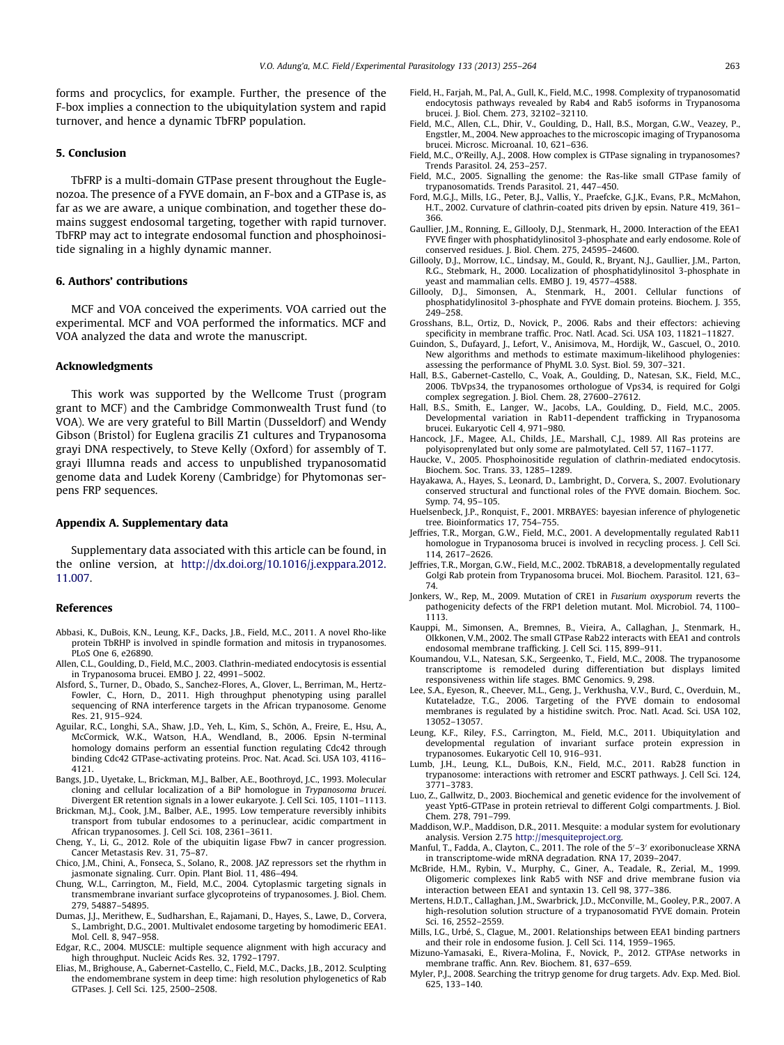forms and procyclics, for example. Further, the presence of the F-box implies a connection to the ubiquitylation system and rapid turnover, and hence a dynamic TbFRP population.

## 5. Conclusion

TbFRP is a multi-domain GTPase present throughout the Euglenozoa. The presence of a FYVE domain, an F-box and a GTPase is, as far as we are aware, a unique combination, and together these domains suggest endosomal targeting, together with rapid turnover. TbFRP may act to integrate endosomal function and phosphoinositide signaling in a highly dynamic manner.

## 6. Authors' contributions

MCF and VOA conceived the experiments. VOA carried out the experimental. MCF and VOA performed the informatics. MCF and VOA analyzed the data and wrote the manuscript.

## Acknowledgments

This work was supported by the Wellcome Trust (program grant to MCF) and the Cambridge Commonwealth Trust fund (to VOA). We are very grateful to Bill Martin (Dusseldorf) and Wendy Gibson (Bristol) for Euglena gracilis Z1 cultures and Trypanosoma grayi DNA respectively, to Steve Kelly (Oxford) for assembly of T. grayi Illumna reads and access to unpublished trypanosomatid genome data and Ludek Koreny (Cambridge) for Phytomonas serpens FRP sequences.

## Appendix A. Supplementary data

Supplementary data associated with this article can be found, in the online version, at http://dx.doi.org/10.1016/j.exppara.2012.11.007.

## References

Abbasi, K., DuBois, K.N., Leung, K.F., Dacks, J.B., Field, M.C., 2011. A novel Rho-like protein TbRHP is involved in spindle formation and mitosis in trypanosomes. PLoS One 6, e26890.

Allen, C.L., Goulding, D., Field, M.C., 2003. Clathrin-mediated endocytosis is essential in Trypanosoma brucei. EMBO J. 22, 4991–5002.

Alsford, S., Turner, D., Obado, S., Sanchez-Flores, A., Glover, L., Berriman, M., Hertz-Fowler, C., Horn, D., 2011. High throughput phenotyping using parallel sequencing of RNA interference targets in the African trypanosome. Genome Res. 21, 915–924.

Aguilar, R.C., Longhi, S.A., Shaw, J.D., Yeh, L., Kim, S., Schön, A., Freire, E., Hsu, A., McCormick, W.K., Watson, H.A., Wendland, B., 2006. Epsin N-terminal homology domains perform an essential function regulating Cdc42 through binding Cdc42 GTPase-activating proteins. Proc. Nat. Acad. Sci. USA 103, 4116–4121.

Bangs, J.D., Uyetake, L., Brickman, M.J., Balber, A.E., Boothroyd, J.C., 1993. Molecular cloning and cellular localization of a BiP homologue in *Trypanosoma brucei*. Divergent ER retention signals in a lower eukaryote. J. Cell Sci. 105, 1101–1113.

Brickman, M.J., Cook, J.M., Balber, A.E., 1995. Low temperature reversibly inhibits transport from tubular endosomes to a perinuclear, acidic compartment in African trypanosomes. J. Cell Sci. 108, 2361–3611.

Cheng, Y., Li, G., 2012. Role of the ubiquitin ligase Fbw7 in cancer progression. Cancer Metastasis Rev. 31, 75–87.

Chico, J.M., Chini, A., Fonseca, S., Solano, R., 2008. JAZ repressors set the rhythm in jasmonate signaling. Curr. Opin. Plant Biol. 11, 486–494.

Chung, W.L., Carrington, M., Field, M.C., 2004. Cytoplasmic targeting signals in transmembrane invariant surface glycoproteins of trypanosomes. J. Biol. Chem. 279, 54887–54895.

Dumas, J.J., Merithew, E., Sudharshan, E., Rajamani, D., Hayes, S., Lawe, D., Corvera, S., Lambright, D.G., 2001. Multivalet endosome targeting by homodimeric EEA1. Mol. Cell. 8, 947–958.

Edgar, R.C., 2004. MUSCLE: multiple sequence alignment with high accuracy and high throughput. Nucleic Acids Res. 32, 1792–1797.

Elias, M., Brighouse, A., Gabernet-Castello, C., Field, M.C., Dacks, J.B., 2012. Sculpting the endomembrane system in deep time: high resolution phylogenetics of Rab GTPases. J. Cell Sci. 125, 2500–2508.

Field, H., Farjah, M., Pal, A., Gull, K., Field, M.C., 1998. Complexity of trypanosomatid endocytosis pathways revealed by Rab4 and Rab5 isoforms in Trypanosoma brucei. J. Biol. Chem. 273, 32102–32110.

Field, M.C., Allen, C.L., Dhir, V., Goulding, D., Hall, B.S., Morgan, G.W., Veazey, P., Engstler, M., 2004. New approaches to the microscopic imaging of Trypanosoma brucei. Microsc. Microanal. 10, 621–636.

Field, M.C., O'Reilly, A.J., 2008. How complex is GTPase signaling in trypanosomes? Trends Parasitol. 24, 253–257.

Field, M.C., 2005. Signalling the genome: the Ras-like small GTPase family of trypanosomatids. Trends Parasitol. 21, 447–450.

Ford, M.G.J., Mills, I.G., Peter, B.J., Vallis, Y., Praefcke, G.J.K., Evans, P.R., McMahon, H.T., 2002. Curvature of clathrin-coated pits driven by epsin. Nature 419, 361–366.

Gaullier, J.M., Ronning, E., Gillooly, D.J., Stenmark, H., 2000. Interaction of the EEA1 FYVE finger with phosphatidylinositol 3-phosphate and early endosome. Role of conserved residues. J. Biol. Chem. 275, 24595–24600.

Gillooly, D.J., Morrow, I.C., Lindsay, M., Gould, R., Bryant, N.J., Gaullier, J.M., Parton, R.G., Stebmark, H., 2000. Localization of phosphatidylinositol 3-phosphate in yeast and mammalian cells. EMBO J. 19, 4577–4588.

Gillooly, D.J., Simonsen, A., Stenmark, H., 2001. Cellular functions of phosphatidylinositol 3-phosphate and FYVE domain proteins. Biochem. J. 355, 249–258.

Grosshans, B.L., Ortiz, D., Novick, P., 2006. Rabs and their effectors: achieving specificity in membrane traffic. Proc. Natl. Acad. Sci. USA 103, 11821–11827.

Guindon, S., Dufayard, J., Lefort, V., Anisimova, M., Hordijk, W., Gascuel, O., 2010. New algorithms and methods to estimate maximum-likelihood phylogenies: assessing the performance of PhyML 3.0. Syst. Biol. 59, 307–321.

Hall, B.S., Gabernet-Castello, C., Voak, A., Goulding, D., Natesan, S.K., Field, M.C., 2006. TbVps34, the trypanosomes orthologue of Vps34, is required for Golgi complex segregation. J. Biol. Chem. 28, 27600–27612.

Hall, B.S., Smith, E., Langer, W., Jacobs, L.A., Goulding, D., Field, M.C., 2005. Developmental variation in Rab11-dependent trafficking in Trypanosoma brucei. Eukaryotic Cell 4, 971–980.

Hancock, J.F., Magee, A.I., Childs, J.E., Marshall, C.J., 1989. All Ras proteins are polyisoprenylated but only some are palmotylated. Cell 57, 1167–1177.

Haucke, V., 2005. Phosphoinositide regulation of clathrin-mediated endocytosis. Biochem. Soc. Trans. 33, 1285–1289.

Hayakawa, A., Hayes, S., Leonard, D., Lambright, D., Corvera, S., 2007. Evolutionary conserved structural and functional roles of the FYVE domain. Biochem. Soc. Symp. 74, 95–105.

Huelsenbeck, J.P., Ronquist, F., 2001. MRBAYES: bayesian inference of phylogenetic tree. Bioinformatics 17, 754–755.

Jeffries, T.R., Morgan, G.W., Field, M.C., 2001. A developmentally regulated Rab11 homologue in Trypanosoma brucei is involved in recycling process. J. Cell Sci. 114, 2617–2626.

Jeffries, T.R., Morgan, G.W., Field, M.C., 2002. TbRAB18, a developmentally regulated Golgi Rab protein from Trypanosoma brucei. Mol. Biochem. Parasitol. 121, 63–74.

Jonkers, W., Rep, M., 2009. Mutation of CRE1 in *Fusarium oxysporum* reverts the pathogenicity defects of the FRP1 deletion mutant. Mol. Microbiol. 74, 1100–1113.

Kauppi, M., Simonsen, A., Bremnes, B., Vieira, A., Callaghan, J., Stenmark, H., Olkkonen, V.M., 2002. The small GTPase Rab22 interacts with EEA1 and controls endosomal membrane trafficking. J. Cell Sci. 115, 899–911.

Koumandou, V.L., Natesan, S.K., Sergeenko, T., Field, M.C., 2008. The trypanosome transcriptome is remodeled during differentiation but displays limited responsiveness within life stages. BMC Genomics. 9, 298.

Lee, S.A., Eyeson, R., Cheever, M.L., Geng, J., Verkhusha, V.V., Burd, C., Overduin, M., Kutateladze, T.G., 2006. Targeting of the FYVE domain to endosomal membranes is regulated by a histidine switch. Proc. Natl. Acad. Sci. USA 102, 13052–13057.

Leung, K.F., Riley, F.S., Carrington, M., Field, M.C., 2011. Ubiquitylation and developmental regulation of invariant surface protein expression in trypanosomes. Eukaryotic Cell 10, 916–931.

Lumb, J.H., Leung, K.L., DuBois, K.N., Field, M.C., 2011. Rab28 function in trypanosome: interactions with retromer and ESCRT pathways. J. Cell Sci. 124, 3771–3783.

Luo, Z., Gallwitz, D., 2003. Biochemical and genetic evidence for the involvement of yeast Ypt6-GTPase in protein retrieval to different Golgi compartments. J. Biol. Chem. 278, 791–799.

Maddison, W.P., Maddison, D.R., 2011. Mesquite: a modular system for evolutionary analysis. Version 2.75 http://mesquiteproject.org.

Manful, T., Fadda, A., Clayton, C., 2011. The role of the 5′–3′ exoribonuclease XRNA in transcriptome-wide mRNA degradation. RNA 17, 2039–2047.

McBride, H.M., Rybin, V., Murphy, C., Giner, A., Teadale, R., Zerial, M., 1999. Oligomeric complexes link Rab5 with NSF and drive membrane fusion via interaction between EEA1 and syntaxin 13. Cell 98, 377–386.

Mertens, H.D.T., Callaghan, J.M., Swarbrick, J.D., McConville, M., Gooley, P.R., 2007. A high-resolution solution structure of a trypanosomatid FYVE domain. Protein Sci. 16, 2552–2559.

Mills, I.G., Urbé, S., Clague, M., 2001. Relationships between EEA1 binding partners and their role in endosome fusion. J. Cell Sci. 114, 1959–1965.

Mizuno-Yamasaki, E., Rivera-Molina, F., Novick, P., 2012. GTPAse networks in membrane traffic. Ann. Rev. Biochem. 81, 637–659.

Myler, P.J., 2008. Searching the tritryp genome for drug targets. Adv. Exp. Med. Biol. 625, 133–140.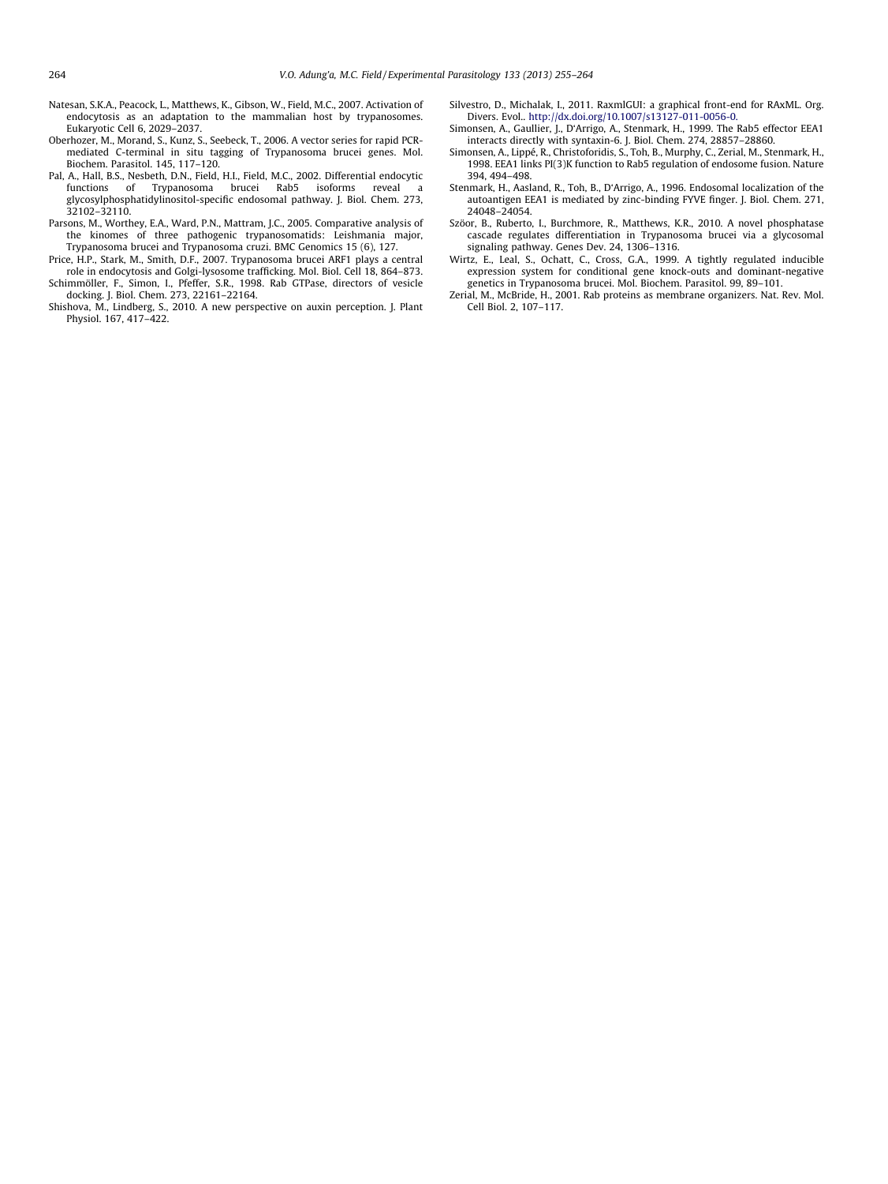Natesan, S.K.A., Peacock, L., Matthews, K., Gibson, W., Field, M.C., 2007. Activation of endocytosis as an adaptation to the mammalian host by trypanosomes. Eukaryotic Cell 6, 2029–2037.

Oberhozer, M., Morand, S., Kunz, S., Seebeck, T., 2006. A vector series for rapid PCR-mediated C-terminal in situ tagging of Trypanosoma brucei genes. Mol. Biochem. Parasitol. 145, 117–120.

Pal, A., Hall, B.S., Nesbeth, D.N., Field, H.I., Field, M.C., 2002. Differential endocytic functions of Trypanosoma brucei Rab5 isoforms reveal a glycosylphosphatidylinositol-specific endosomal pathway. J. Biol. Chem. 273, 32102–32110.

Parsons, M., Worthey, E.A., Ward, P.N., Mattram, J.C., 2005. Comparative analysis of the kinomes of three pathogenic trypanosomatids: Leishmania major, Trypanosoma brucei and Trypanosoma cruzi. BMC Genomics 15 (6), 127.

Price, H.P., Stark, M., Smith, D.F., 2007. Trypanosoma brucei ARF1 plays a central role in endocytosis and Golgi-lysosome trafficking. Mol. Biol. Cell 18, 864–873.

Schimmöller, F., Simon, I., Pfeffer, S.R., 1998. Rab GTPase, directors of vesicle docking. J. Biol. Chem. 273, 22161–22164.

Shishova, M., Lindberg, S., 2010. A new perspective on auxin perception. J. Plant Physiol. 167, 417–422.

Silvestro, D., Michalak, I., 2011. RaxmlGUI: a graphical front-end for RAxML. Org. Divers. Evol.. http://dx.doi.org/10.1007/s13127-011-0056-0.

Simonsen, A., Gaullier, J., D'Arrigo, A., Stenmark, H., 1999. The Rab5 effector EEA1 interacts directly with syntaxin-6. J. Biol. Chem. 274, 28857–28860.

Simonsen, A., Lippé, R., Christoforidis, S., Toh, B., Murphy, C., Zerial, M., Stenmark, H., 1998. EEA1 links PI(3)K function to Rab5 regulation of endosome fusion. Nature 394, 494–498.

Stenmark, H., Aasland, R., Toh, B., D'Arrigo, A., 1996. Endosomal localization of the autoantigen EEA1 is mediated by zinc-binding FYVE finger. J. Biol. Chem. 271, 24048–24054.

Szöor, B., Ruberto, I., Burchmore, R., Matthews, K.R., 2010. A novel phosphatase cascade regulates differentiation in Trypanosoma brucei via a glycosomal signaling pathway. Genes Dev. 24, 1306–1316.

Wirtz, E., Leal, S., Ochatt, C., Cross, G.A., 1999. A tightly regulated inducible expression system for conditional gene knock-outs and dominant-negative genetics in Trypanosoma brucei. Mol. Biochem. Parasitol. 99, 89–101.

Zerial, M., McBride, H., 2001. Rab proteins as membrane organizers. Nat. Rev. Mol. Cell Biol. 2, 107–117.